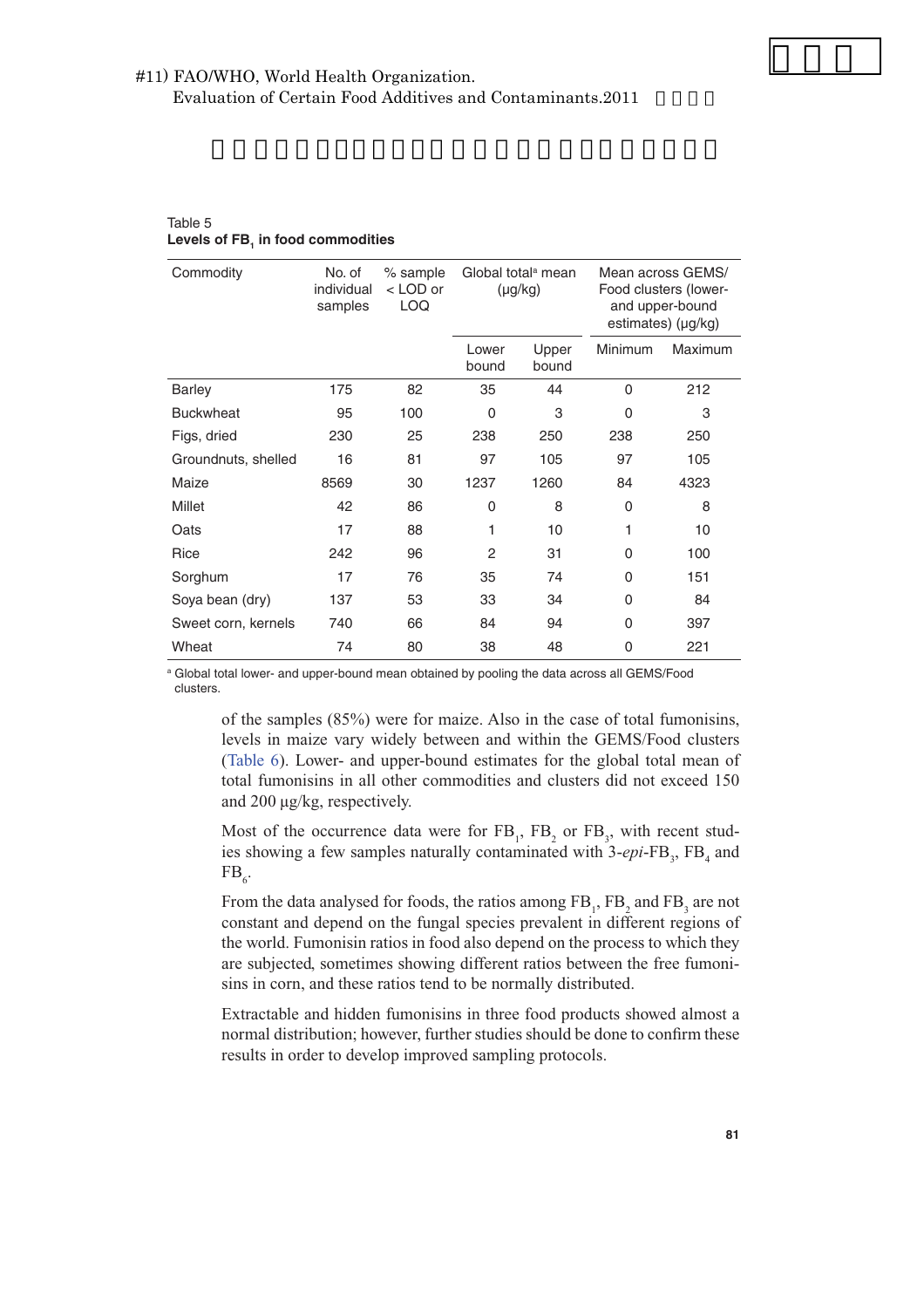#11) FAO/WHO, World Health Organization.
Evaluation of Certain Food Additives and Contaminants.2011

Table 5
**Levels of $FB_1$ in food commodities**

| Commodity | No. of individual samples | % sample < LOD or LOQ | Global total[a] mean (μg/kg) | | Mean across GEMS/Food clusters (lower- and upper-bound estimates) (μg/kg) | |
|---|---|---|---|---|---|---|
| | | | Lower bound | Upper bound | Minimum | Maximum |
| Barley | 175 | 82 | 35 | 44 | 0 | 212 |
| Buckwheat | 95 | 100 | 0 | 3 | 0 | 3 |
| Figs, dried | 230 | 25 | 238 | 250 | 238 | 250 |
| Groundnuts, shelled | 16 | 81 | 97 | 105 | 97 | 105 |
| Maize | 8569 | 30 | 1237 | 1260 | 84 | 4323 |
| Millet | 42 | 86 | 0 | 8 | 0 | 8 |
| Oats | 17 | 88 | 1 | 10 | 1 | 10 |
| Rice | 242 | 96 | 2 | 31 | 0 | 100 |
| Sorghum | 17 | 76 | 35 | 74 | 0 | 151 |
| Soya bean (dry) | 137 | 53 | 33 | 34 | 0 | 84 |
| Sweet corn, kernels | 740 | 66 | 84 | 94 | 0 | 397 |
| Wheat | 74 | 80 | 38 | 48 | 0 | 221 |

[a] Global total lower- and upper-bound mean obtained by pooling the data across all GEMS/Food clusters.

of the samples (85%) were for maize. Also in the case of total fumonisins, levels in maize vary widely between and within the GEMS/Food clusters (Table 6). Lower- and upper-bound estimates for the global total mean of total fumonisins in all other commodities and clusters did not exceed 150 and 200 μg/kg, respectively.

Most of the occurrence data were for $FB_1$, $FB_2$ or $FB_3$, with recent studies showing a few samples naturally contaminated with 3-*epi*-$FB_3$, $FB_4$ and $FB_6$.

From the data analysed for foods, the ratios among $FB_1$, $FB_2$ and $FB_3$ are not constant and depend on the fungal species prevalent in different regions of the world. Fumonisin ratios in food also depend on the process to which they are subjected, sometimes showing different ratios between the free fumonisins in corn, and these ratios tend to be normally distributed.

Extractable and hidden fumonisins in three food products showed almost a normal distribution; however, further studies should be done to confirm these results in order to develop improved sampling protocols.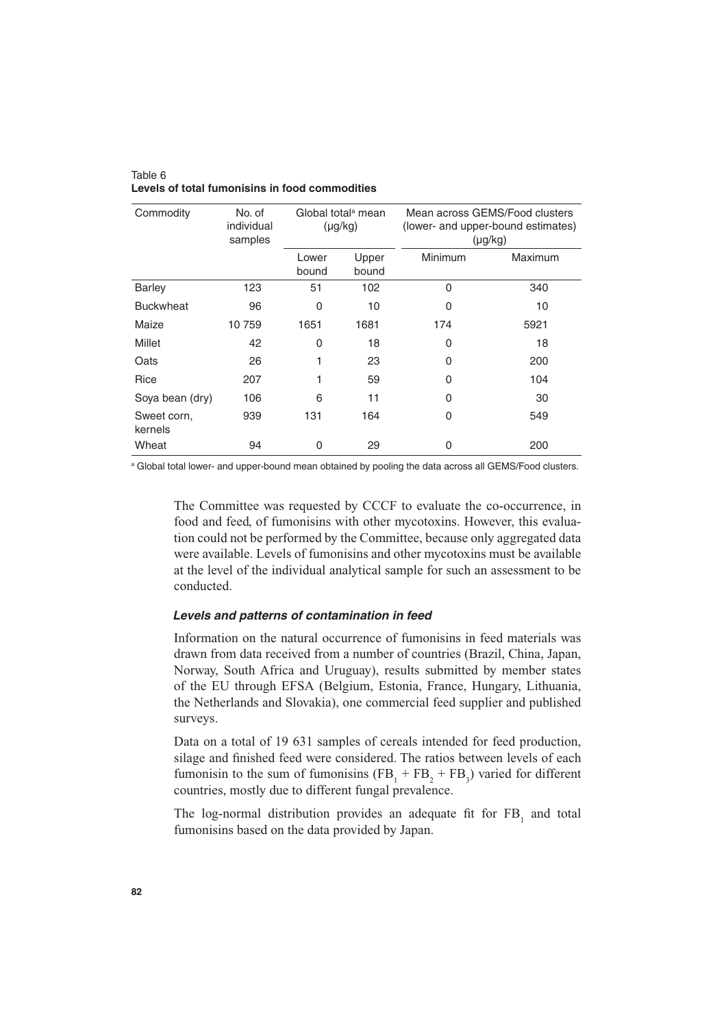Table 6
**Levels of total fumonisins in food commodities**

| Commodity | No. of individual samples | Global total[a] mean (µg/kg) | | Mean across GEMS/Food clusters (lower- and upper-bound estimates) (µg/kg) | |
|---|---|---|---|---|---|
| | | Lower bound | Upper bound | Minimum | Maximum |
| Barley | 123 | 51 | 102 | 0 | 340 |
| Buckwheat | 96 | 0 | 10 | 0 | 10 |
| Maize | 10 759 | 1651 | 1681 | 174 | 5921 |
| Millet | 42 | 0 | 18 | 0 | 18 |
| Oats | 26 | 1 | 23 | 0 | 200 |
| Rice | 207 | 1 | 59 | 0 | 104 |
| Soya bean (dry) | 106 | 6 | 11 | 0 | 30 |
| Sweet corn, kernels | 939 | 131 | 164 | 0 | 549 |
| Wheat | 94 | 0 | 29 | 0 | 200 |

[a] Global total lower- and upper-bound mean obtained by pooling the data across all GEMS/Food clusters.

The Committee was requested by CCCF to evaluate the co-occurrence, in food and feed, of fumonisins with other mycotoxins. However, this evaluation could not be performed by the Committee, because only aggregated data were available. Levels of fumonisins and other mycotoxins must be available at the level of the individual analytical sample for such an assessment to be conducted.

#### *Levels and patterns of contamination in feed*

Information on the natural occurrence of fumonisins in feed materials was drawn from data received from a number of countries (Brazil, China, Japan, Norway, South Africa and Uruguay), results submitted by member states of the EU through EFSA (Belgium, Estonia, France, Hungary, Lithuania, the Netherlands and Slovakia), one commercial feed supplier and published surveys.

Data on a total of 19 631 samples of cereals intended for feed production, silage and finished feed were considered. The ratios between levels of each fumonisin to the sum of fumonisins ($FB_1$ + $FB_2$ + $FB_3$) varied for different countries, mostly due to different fungal prevalence.

The log-normal distribution provides an adequate fit for $FB_1$ and total fumonisins based on the data provided by Japan.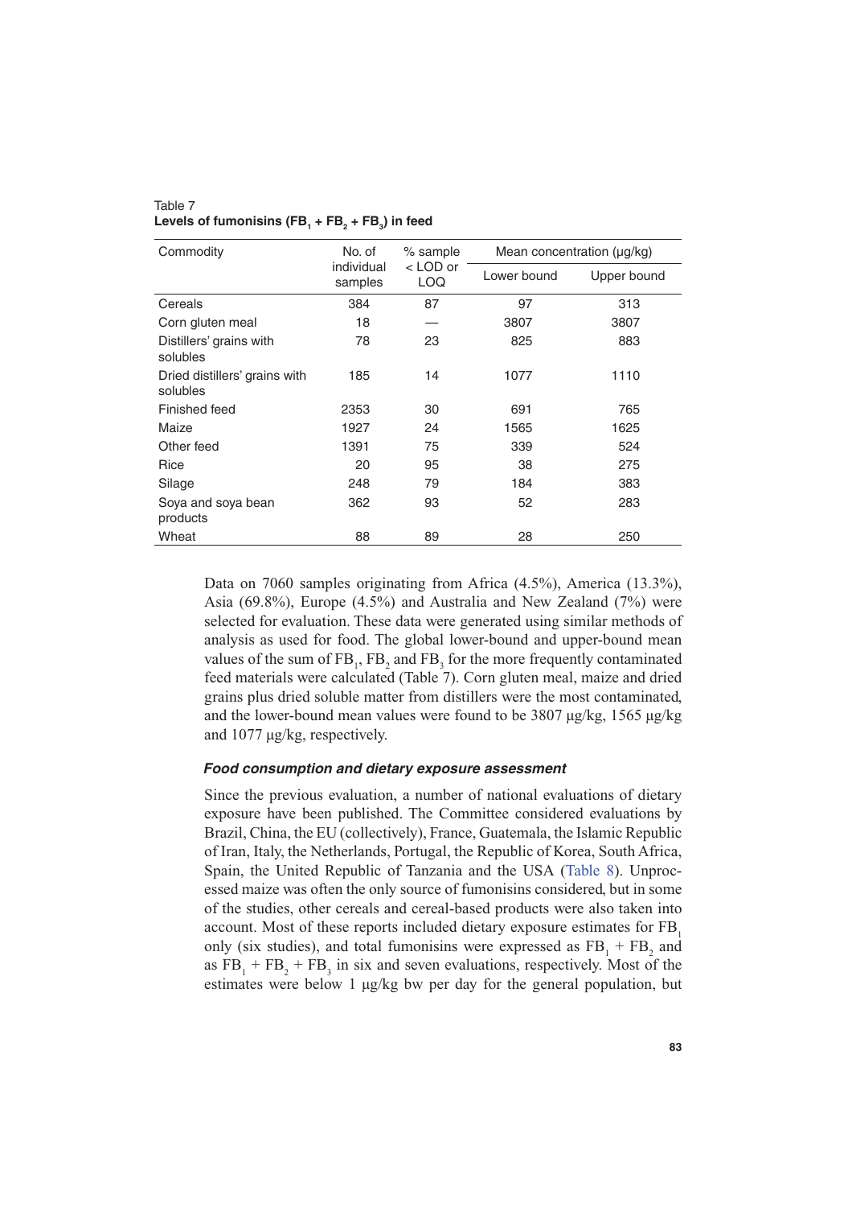Table 7
**Levels of fumonisins ($FB_1$ + $FB_2$ + $FB_3$) in feed**

| Commodity | No. of individual samples | % sample < LOD or LOQ | Mean concentration (µg/kg) | |
|---|---|---|---|---|
| | | | Lower bound | Upper bound |
| Cereals | 384 | 87 | 97 | 313 |
| Corn gluten meal | 18 | — | 3807 | 3807 |
| Distillers' grains with solubles | 78 | 23 | 825 | 883 |
| Dried distillers' grains with solubles | 185 | 14 | 1077 | 1110 |
| Finished feed | 2353 | 30 | 691 | 765 |
| Maize | 1927 | 24 | 1565 | 1625 |
| Other feed | 1391 | 75 | 339 | 524 |
| Rice | 20 | 95 | 38 | 275 |
| Silage | 248 | 79 | 184 | 383 |
| Soya and soya bean products | 362 | 93 | 52 | 283 |
| Wheat | 88 | 89 | 28 | 250 |

Data on 7060 samples originating from Africa (4.5%), America (13.3%), Asia (69.8%), Europe (4.5%) and Australia and New Zealand (7%) were selected for evaluation. These data were generated using similar methods of analysis as used for food. The global lower-bound and upper-bound mean values of the sum of $FB_1$, $FB_2$ and $FB_3$ for the more frequently contaminated feed materials were calculated (Table 7). Corn gluten meal, maize and dried grains plus dried soluble matter from distillers were the most contaminated, and the lower-bound mean values were found to be 3807 µg/kg, 1565 µg/kg and 1077 µg/kg, respectively.

#### *Food consumption and dietary exposure assessment*

Since the previous evaluation, a number of national evaluations of dietary exposure have been published. The Committee considered evaluations by Brazil, China, the EU (collectively), France, Guatemala, the Islamic Republic of Iran, Italy, the Netherlands, Portugal, the Republic of Korea, South Africa, Spain, the United Republic of Tanzania and the USA (Table 8). Unprocessed maize was often the only source of fumonisins considered, but in some of the studies, other cereals and cereal-based products were also taken into account. Most of these reports included dietary exposure estimates for $FB_1$ only (six studies), and total fumonisins were expressed as $FB_1$ + $FB_2$ and as $FB_1$ + $FB_2$ + $FB_3$ in six and seven evaluations, respectively. Most of the estimates were below 1 µg/kg bw per day for the general population, but